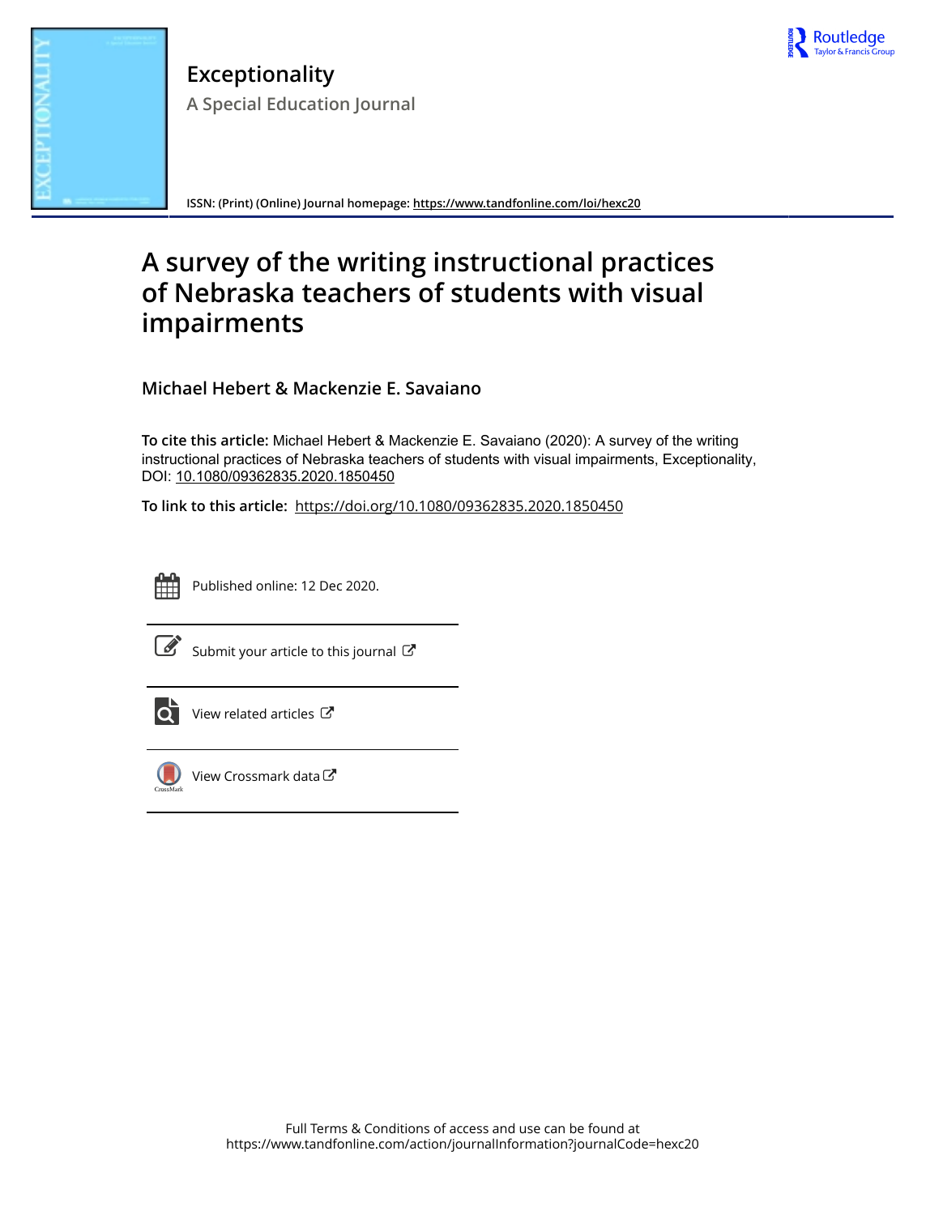# Exceptionality

## A Special Education Journal

ISSN: (Print) (Online) Journal homepage: https://www.tandfonline.com/loi/hexc20

# A survey of the writing instructional practices of Nebraska teachers of students with visual impairments

**Michael Hebert & Mackenzie E. Savaiano**

**To cite this article:** Michael Hebert & Mackenzie E. Savaiano (2020): A survey of the writing instructional practices of Nebraska teachers of students with visual impairments, Exceptionality, DOI: 10.1080/09362835.2020.1850450

**To link to this article:** https://doi.org/10.1080/09362835.2020.1850450

Published online: 12 Dec 2020.

Submit your article to this journal

View related articles

View Crossmark data

Full Terms & Conditions of access and use can be found at
https://www.tandfonline.com/action/journalInformation?journalCode=hexc20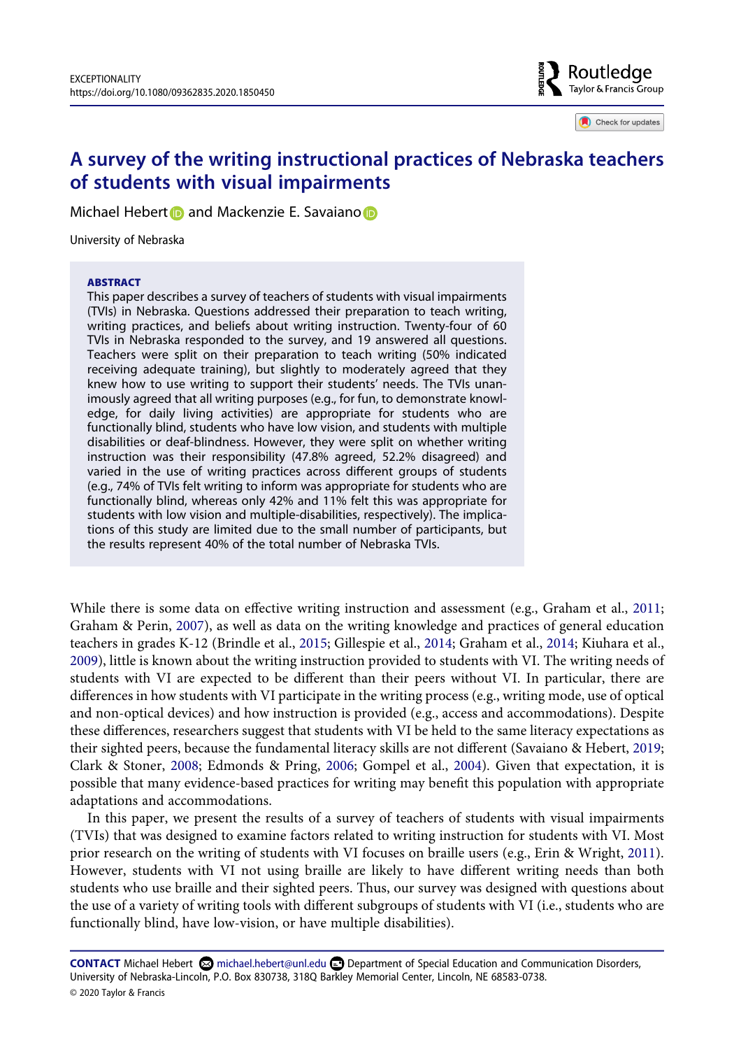# A survey of the writing instructional practices of Nebraska teachers of students with visual impairments

Michael Hebert and Mackenzie E. Savaiano

University of Nebraska

## ABSTRACT

This paper describes a survey of teachers of students with visual impairments (TVIs) in Nebraska. Questions addressed their preparation to teach writing, writing practices, and beliefs about writing instruction. Twenty-four of 60 TVIs in Nebraska responded to the survey, and 19 answered all questions. Teachers were split on their preparation to teach writing (50% indicated receiving adequate training), but slightly to moderately agreed that they knew how to use writing to support their students' needs. The TVIs unanimously agreed that all writing purposes (e.g., for fun, to demonstrate knowledge, for daily living activities) are appropriate for students who are functionally blind, students who have low vision, and students with multiple disabilities or deaf-blindness. However, they were split on whether writing instruction was their responsibility (47.8% agreed, 52.2% disagreed) and varied in the use of writing practices across different groups of students (e.g., 74% of TVIs felt writing to inform was appropriate for students who are functionally blind, whereas only 42% and 11% felt this was appropriate for students with low vision and multiple-disabilities, respectively). The implications of this study are limited due to the small number of participants, but the results represent 40% of the total number of Nebraska TVIs.

While there is some data on effective writing instruction and assessment (e.g., Graham et al., 2011; Graham & Perin, 2007), as well as data on the writing knowledge and practices of general education teachers in grades K-12 (Brindle et al., 2015; Gillespie et al., 2014; Graham et al., 2014; Kiuhara et al., 2009), little is known about the writing instruction provided to students with VI. The writing needs of students with VI are expected to be different than their peers without VI. In particular, there are differences in how students with VI participate in the writing process (e.g., writing mode, use of optical and non-optical devices) and how instruction is provided (e.g., access and accommodations). Despite these differences, researchers suggest that students with VI be held to the same literacy expectations as their sighted peers, because the fundamental literacy skills are not different (Savaiano & Hebert, 2019; Clark & Stoner, 2008; Edmonds & Pring, 2006; Gompel et al., 2004). Given that expectation, it is possible that many evidence-based practices for writing may benefit this population with appropriate adaptations and accommodations.

In this paper, we present the results of a survey of teachers of students with visual impairments (TVIs) that was designed to examine factors related to writing instruction for students with VI. Most prior research on the writing of students with VI focuses on braille users (e.g., Erin & Wright, 2011). However, students with VI not using braille are likely to have different writing needs than both students who use braille and their sighted peers. Thus, our survey was designed with questions about the use of a variety of writing tools with different subgroups of students with VI (i.e., students who are functionally blind, have low-vision, or have multiple disabilities).

**CONTACT** Michael Hebert michael.hebert@unl.edu Department of Special Education and Communication Disorders, University of Nebraska-Lincoln, P.O. Box 830738, 318Q Barkley Memorial Center, Lincoln, NE 68583-0738.

© 2020 Taylor & Francis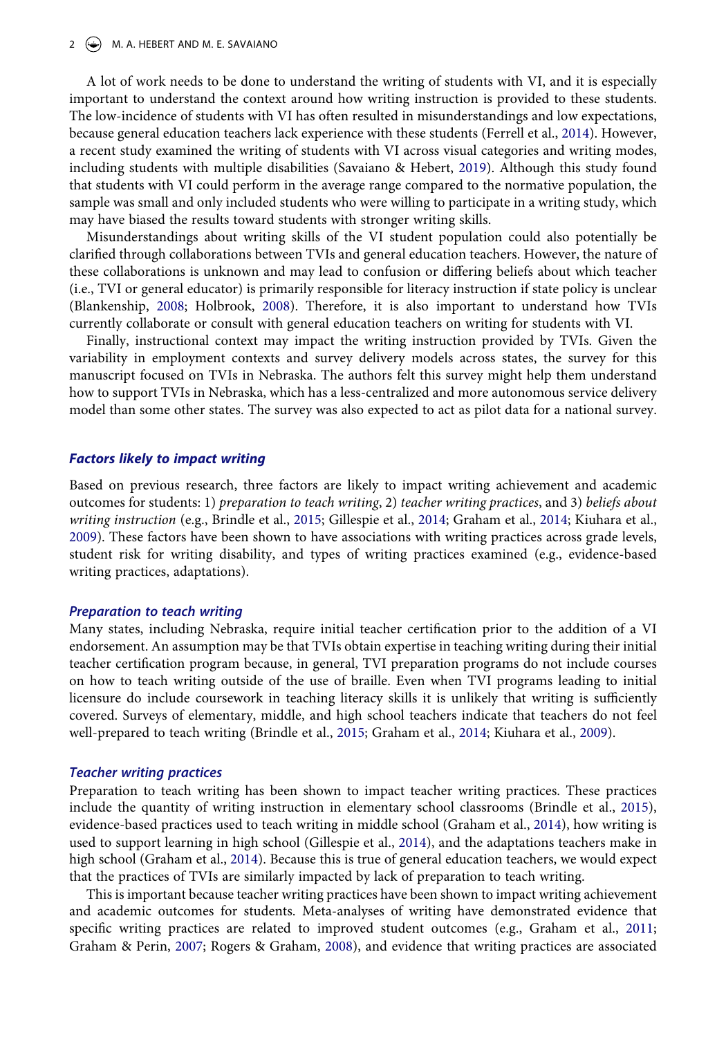A lot of work needs to be done to understand the writing of students with VI, and it is especially important to understand the context around how writing instruction is provided to these students. The low-incidence of students with VI has often resulted in misunderstandings and low expectations, because general education teachers lack experience with these students (Ferrell et al., 2014). However, a recent study examined the writing of students with VI across visual categories and writing modes, including students with multiple disabilities (Savaiano & Hebert, 2019). Although this study found that students with VI could perform in the average range compared to the normative population, the sample was small and only included students who were willing to participate in a writing study, which may have biased the results toward students with stronger writing skills.

Misunderstandings about writing skills of the VI student population could also potentially be clarified through collaborations between TVIs and general education teachers. However, the nature of these collaborations is unknown and may lead to confusion or differing beliefs about which teacher (i.e., TVI or general educator) is primarily responsible for literacy instruction if state policy is unclear (Blankenship, 2008; Holbrook, 2008). Therefore, it is also important to understand how TVIs currently collaborate or consult with general education teachers on writing for students with VI.

Finally, instructional context may impact the writing instruction provided by TVIs. Given the variability in employment contexts and survey delivery models across states, the survey for this manuscript focused on TVIs in Nebraska. The authors felt this survey might help them understand how to support TVIs in Nebraska, which has a less-centralized and more autonomous service delivery model than some other states. The survey was also expected to act as pilot data for a national survey.

## Factors likely to impact writing

Based on previous research, three factors are likely to impact writing achievement and academic outcomes for students: 1) *preparation to teach writing*, 2) *teacher writing practices*, and 3) *beliefs about writing instruction* (e.g., Brindle et al., 2015; Gillespie et al., 2014; Graham et al., 2014; Kiuhara et al., 2009). These factors have been shown to have associations with writing practices across grade levels, student risk for writing disability, and types of writing practices examined (e.g., evidence-based writing practices, adaptations).

### Preparation to teach writing

Many states, including Nebraska, require initial teacher certification prior to the addition of a VI endorsement. An assumption may be that TVIs obtain expertise in teaching writing during their initial teacher certification program because, in general, TVI preparation programs do not include courses on how to teach writing outside of the use of braille. Even when TVI programs leading to initial licensure do include coursework in teaching literacy skills it is unlikely that writing is sufficiently covered. Surveys of elementary, middle, and high school teachers indicate that teachers do not feel well-prepared to teach writing (Brindle et al., 2015; Graham et al., 2014; Kiuhara et al., 2009).

### Teacher writing practices

Preparation to teach writing has been shown to impact teacher writing practices. These practices include the quantity of writing instruction in elementary school classrooms (Brindle et al., 2015), evidence-based practices used to teach writing in middle school (Graham et al., 2014), how writing is used to support learning in high school (Gillespie et al., 2014), and the adaptations teachers make in high school (Graham et al., 2014). Because this is true of general education teachers, we would expect that the practices of TVIs are similarly impacted by lack of preparation to teach writing.

This is important because teacher writing practices have been shown to impact writing achievement and academic outcomes for students. Meta-analyses of writing have demonstrated evidence that specific writing practices are related to improved student outcomes (e.g., Graham et al., 2011; Graham & Perin, 2007; Rogers & Graham, 2008), and evidence that writing practices are associated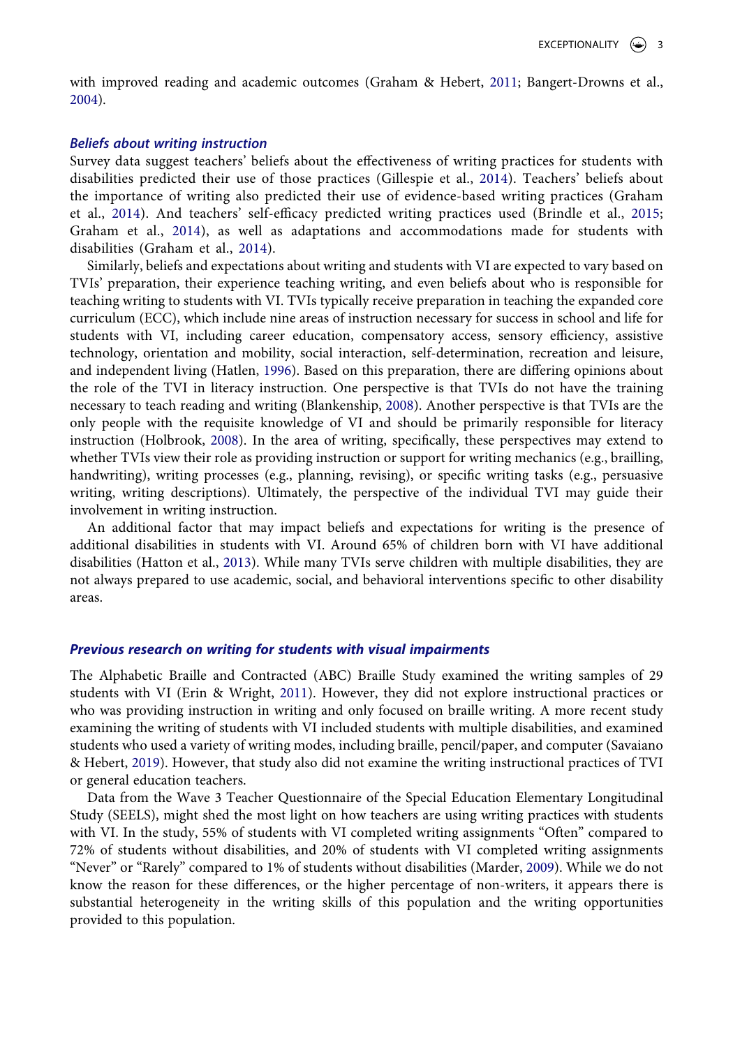with improved reading and academic outcomes (Graham & Hebert, 2011; Bangert-Drowns et al., 2004).

### *Beliefs about writing instruction*

Survey data suggest teachers' beliefs about the effectiveness of writing practices for students with disabilities predicted their use of those practices (Gillespie et al., 2014). Teachers' beliefs about the importance of writing also predicted their use of evidence-based writing practices (Graham et al., 2014). And teachers' self-efficacy predicted writing practices used (Brindle et al., 2015; Graham et al., 2014), as well as adaptations and accommodations made for students with disabilities (Graham et al., 2014).

Similarly, beliefs and expectations about writing and students with VI are expected to vary based on TVIs' preparation, their experience teaching writing, and even beliefs about who is responsible for teaching writing to students with VI. TVIs typically receive preparation in teaching the expanded core curriculum (ECC), which include nine areas of instruction necessary for success in school and life for students with VI, including career education, compensatory access, sensory efficiency, assistive technology, orientation and mobility, social interaction, self-determination, recreation and leisure, and independent living (Hatlen, 1996). Based on this preparation, there are differing opinions about the role of the TVI in literacy instruction. One perspective is that TVIs do not have the training necessary to teach reading and writing (Blankenship, 2008). Another perspective is that TVIs are the only people with the requisite knowledge of VI and should be primarily responsible for literacy instruction (Holbrook, 2008). In the area of writing, specifically, these perspectives may extend to whether TVIs view their role as providing instruction or support for writing mechanics (e.g., brailling, handwriting), writing processes (e.g., planning, revising), or specific writing tasks (e.g., persuasive writing, writing descriptions). Ultimately, the perspective of the individual TVI may guide their involvement in writing instruction.

An additional factor that may impact beliefs and expectations for writing is the presence of additional disabilities in students with VI. Around 65% of children born with VI have additional disabilities (Hatton et al., 2013). While many TVIs serve children with multiple disabilities, they are not always prepared to use academic, social, and behavioral interventions specific to other disability areas.

### *Previous research on writing for students with visual impairments*

The Alphabetic Braille and Contracted (ABC) Braille Study examined the writing samples of 29 students with VI (Erin & Wright, 2011). However, they did not explore instructional practices or who was providing instruction in writing and only focused on braille writing. A more recent study examining the writing of students with VI included students with multiple disabilities, and examined students who used a variety of writing modes, including braille, pencil/paper, and computer (Savaiano & Hebert, 2019). However, that study also did not examine the writing instructional practices of TVI or general education teachers.

Data from the Wave 3 Teacher Questionnaire of the Special Education Elementary Longitudinal Study (SEELS), might shed the most light on how teachers are using writing practices with students with VI. In the study, 55% of students with VI completed writing assignments "Often" compared to 72% of students without disabilities, and 20% of students with VI completed writing assignments "Never" or "Rarely" compared to 1% of students without disabilities (Marder, 2009). While we do not know the reason for these differences, or the higher percentage of non-writers, it appears there is substantial heterogeneity in the writing skills of this population and the writing opportunities provided to this population.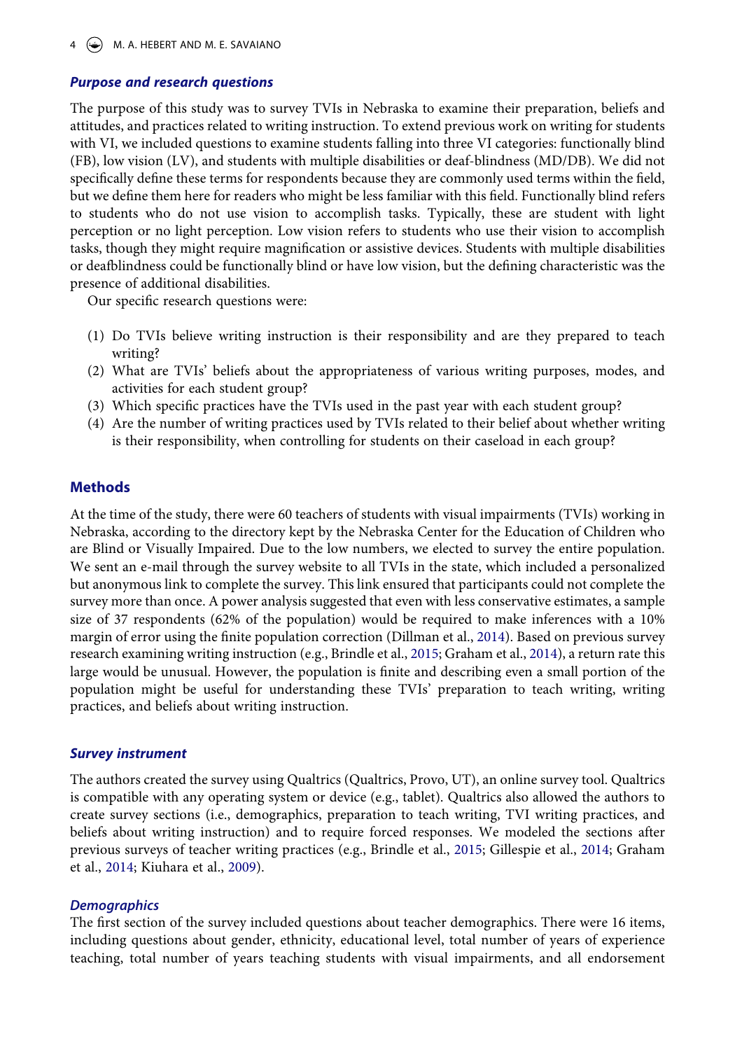### Purpose and research questions

The purpose of this study was to survey TVIs in Nebraska to examine their preparation, beliefs and attitudes, and practices related to writing instruction. To extend previous work on writing for students with VI, we included questions to examine students falling into three VI categories: functionally blind (FB), low vision (LV), and students with multiple disabilities or deaf-blindness (MD/DB). We did not specifically define these terms for respondents because they are commonly used terms within the field, but we define them here for readers who might be less familiar with this field. Functionally blind refers to students who do not use vision to accomplish tasks. Typically, these are student with light perception or no light perception. Low vision refers to students who use their vision to accomplish tasks, though they might require magnification or assistive devices. Students with multiple disabilities or deafblindness could be functionally blind or have low vision, but the defining characteristic was the presence of additional disabilities.

Our specific research questions were:

(1) Do TVIs believe writing instruction is their responsibility and are they prepared to teach writing?
(2) What are TVIs' beliefs about the appropriateness of various writing purposes, modes, and activities for each student group?
(3) Which specific practices have the TVIs used in the past year with each student group?
(4) Are the number of writing practices used by TVIs related to their belief about whether writing is their responsibility, when controlling for students on their caseload in each group?

## Methods

At the time of the study, there were 60 teachers of students with visual impairments (TVIs) working in Nebraska, according to the directory kept by the Nebraska Center for the Education of Children who are Blind or Visually Impaired. Due to the low numbers, we elected to survey the entire population. We sent an e-mail through the survey website to all TVIs in the state, which included a personalized but anonymous link to complete the survey. This link ensured that participants could not complete the survey more than once. A power analysis suggested that even with less conservative estimates, a sample size of 37 respondents (62% of the population) would be required to make inferences with a 10% margin of error using the finite population correction (Dillman et al., 2014). Based on previous survey research examining writing instruction (e.g., Brindle et al., 2015; Graham et al., 2014), a return rate this large would be unusual. However, the population is finite and describing even a small portion of the population might be useful for understanding these TVIs' preparation to teach writing, writing practices, and beliefs about writing instruction.

### Survey instrument

The authors created the survey using Qualtrics (Qualtrics, Provo, UT), an online survey tool. Qualtrics is compatible with any operating system or device (e.g., tablet). Qualtrics also allowed the authors to create survey sections (i.e., demographics, preparation to teach writing, TVI writing practices, and beliefs about writing instruction) and to require forced responses. We modeled the sections after previous surveys of teacher writing practices (e.g., Brindle et al., 2015; Gillespie et al., 2014; Graham et al., 2014; Kiuhara et al., 2009).

### Demographics

The first section of the survey included questions about teacher demographics. There were 16 items, including questions about gender, ethnicity, educational level, total number of years of experience teaching, total number of years teaching students with visual impairments, and all endorsement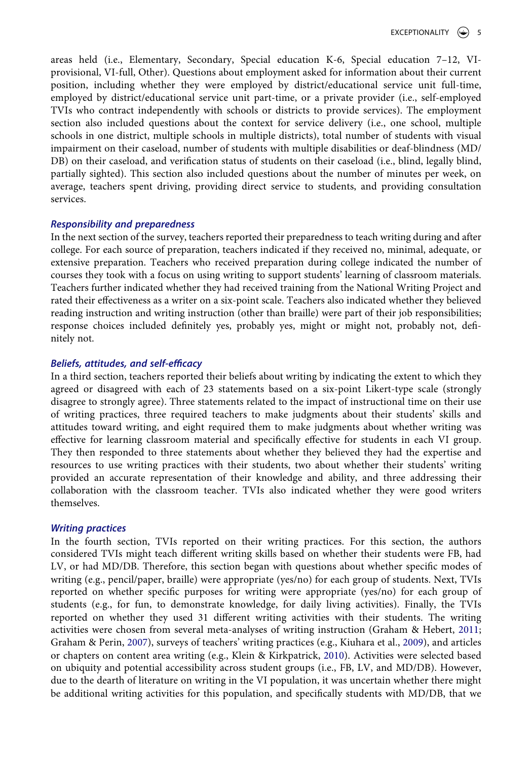areas held (i.e., Elementary, Secondary, Special education K-6, Special education 7–12, VI-provisional, VI-full, Other). Questions about employment asked for information about their current position, including whether they were employed by district/educational service unit full-time, employed by district/educational service unit part-time, or a private provider (i.e., self-employed TVIs who contract independently with schools or districts to provide services). The employment section also included questions about the context for service delivery (i.e., one school, multiple schools in one district, multiple schools in multiple districts), total number of students with visual impairment on their caseload, number of students with multiple disabilities or deaf-blindness (MD/DB) on their caseload, and verification status of students on their caseload (i.e., blind, legally blind, partially sighted). This section also included questions about the number of minutes per week, on average, teachers spent driving, providing direct service to students, and providing consultation services.

### *Responsibility and preparedness*

In the next section of the survey, teachers reported their preparedness to teach writing during and after college. For each source of preparation, teachers indicated if they received no, minimal, adequate, or extensive preparation. Teachers who received preparation during college indicated the number of courses they took with a focus on using writing to support students' learning of classroom materials. Teachers further indicated whether they had received training from the National Writing Project and rated their effectiveness as a writer on a six-point scale. Teachers also indicated whether they believed reading instruction and writing instruction (other than braille) were part of their job responsibilities; response choices included definitely yes, probably yes, might or might not, probably not, definitely not.

### *Beliefs, attitudes, and self-efficacy*

In a third section, teachers reported their beliefs about writing by indicating the extent to which they agreed or disagreed with each of 23 statements based on a six-point Likert-type scale (strongly disagree to strongly agree). Three statements related to the impact of instructional time on their use of writing practices, three required teachers to make judgments about their students' skills and attitudes toward writing, and eight required them to make judgments about whether writing was effective for learning classroom material and specifically effective for students in each VI group. They then responded to three statements about whether they believed they had the expertise and resources to use writing practices with their students, two about whether their students' writing provided an accurate representation of their knowledge and ability, and three addressing their collaboration with the classroom teacher. TVIs also indicated whether they were good writers themselves.

### *Writing practices*

In the fourth section, TVIs reported on their writing practices. For this section, the authors considered TVIs might teach different writing skills based on whether their students were FB, had LV, or had MD/DB. Therefore, this section began with questions about whether specific modes of writing (e.g., pencil/paper, braille) were appropriate (yes/no) for each group of students. Next, TVIs reported on whether specific purposes for writing were appropriate (yes/no) for each group of students (e.g., for fun, to demonstrate knowledge, for daily living activities). Finally, the TVIs reported on whether they used 31 different writing activities with their students. The writing activities were chosen from several meta-analyses of writing instruction (Graham & Hebert, 2011; Graham & Perin, 2007), surveys of teachers' writing practices (e.g., Kiuhara et al., 2009), and articles or chapters on content area writing (e.g., Klein & Kirkpatrick, 2010). Activities were selected based on ubiquity and potential accessibility across student groups (i.e., FB, LV, and MD/DB). However, due to the dearth of literature on writing in the VI population, it was uncertain whether there might be additional writing activities for this population, and specifically students with MD/DB, that we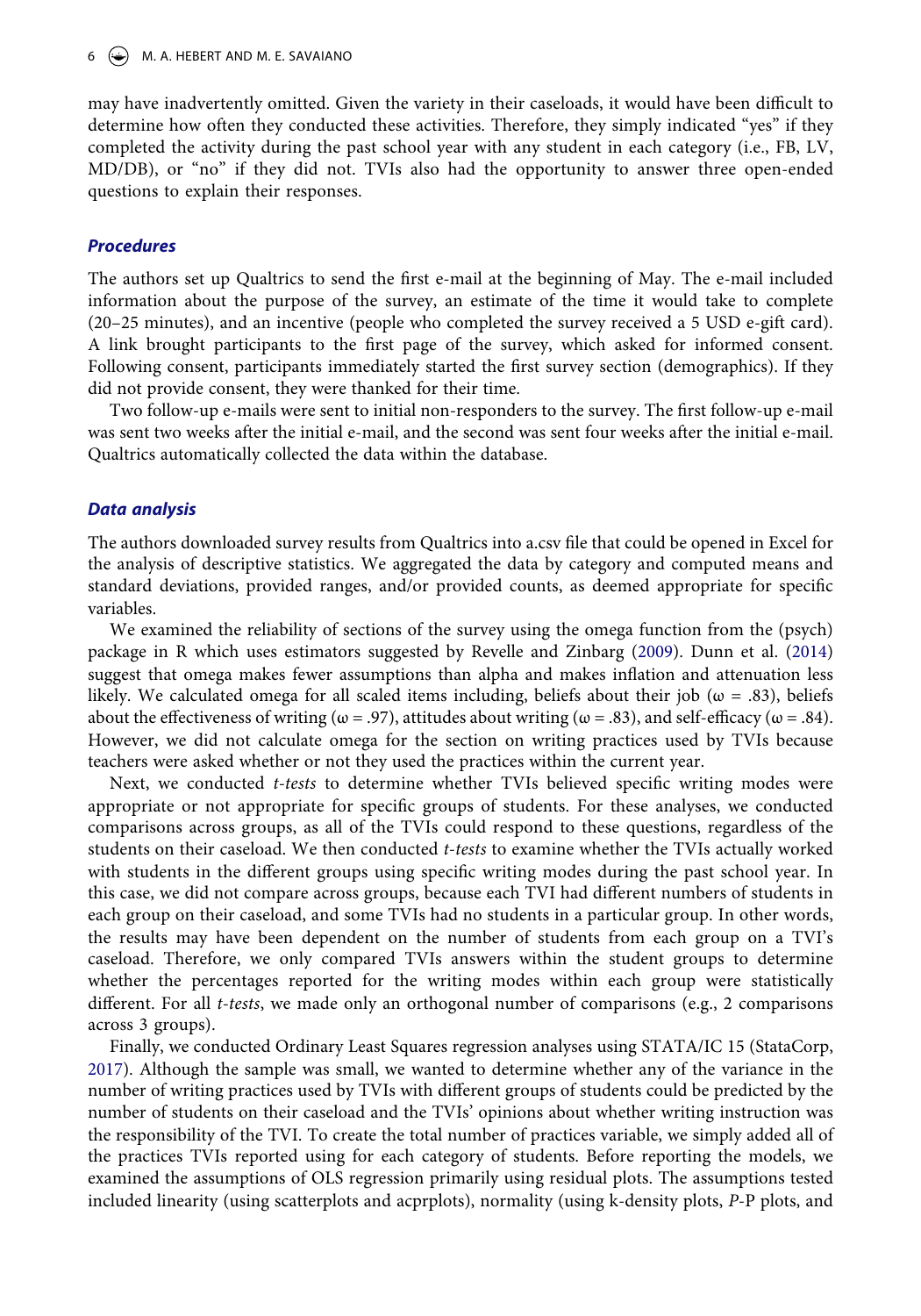may have inadvertently omitted. Given the variety in their caseloads, it would have been difficult to determine how often they conducted these activities. Therefore, they simply indicated "yes" if they completed the activity during the past school year with any student in each category (i.e., FB, LV, MD/DB), or "no" if they did not. TVIs also had the opportunity to answer three open-ended questions to explain their responses.

### *Procedures*

The authors set up Qualtrics to send the first e-mail at the beginning of May. The e-mail included information about the purpose of the survey, an estimate of the time it would take to complete (20–25 minutes), and an incentive (people who completed the survey received a 5 USD e-gift card). A link brought participants to the first page of the survey, which asked for informed consent. Following consent, participants immediately started the first survey section (demographics). If they did not provide consent, they were thanked for their time.

Two follow-up e-mails were sent to initial non-responders to the survey. The first follow-up e-mail was sent two weeks after the initial e-mail, and the second was sent four weeks after the initial e-mail. Qualtrics automatically collected the data within the database.

### *Data analysis*

The authors downloaded survey results from Qualtrics into a.csv file that could be opened in Excel for the analysis of descriptive statistics. We aggregated the data by category and computed means and standard deviations, provided ranges, and/or provided counts, as deemed appropriate for specific variables.

We examined the reliability of sections of the survey using the omega function from the (psych) package in R which uses estimators suggested by Revelle and Zinbarg (2009). Dunn et al. (2014) suggest that omega makes fewer assumptions than alpha and makes inflation and attenuation less likely. We calculated omega for all scaled items including, beliefs about their job ($\omega$ = .83), beliefs about the effectiveness of writing ($\omega$ = .97), attitudes about writing ($\omega$ = .83), and self-efficacy ($\omega$ = .84). However, we did not calculate omega for the section on writing practices used by TVIs because teachers were asked whether or not they used the practices within the current year.

Next, we conducted *t-tests* to determine whether TVIs believed specific writing modes were appropriate or not appropriate for specific groups of students. For these analyses, we conducted comparisons across groups, as all of the TVIs could respond to these questions, regardless of the students on their caseload. We then conducted *t-tests* to examine whether the TVIs actually worked with students in the different groups using specific writing modes during the past school year. In this case, we did not compare across groups, because each TVI had different numbers of students in each group on their caseload, and some TVIs had no students in a particular group. In other words, the results may have been dependent on the number of students from each group on a TVI's caseload. Therefore, we only compared TVIs answers within the student groups to determine whether the percentages reported for the writing modes within each group were statistically different. For all *t-tests*, we made only an orthogonal number of comparisons (e.g., 2 comparisons across 3 groups).

Finally, we conducted Ordinary Least Squares regression analyses using STATA/IC 15 (StataCorp, 2017). Although the sample was small, we wanted to determine whether any of the variance in the number of writing practices used by TVIs with different groups of students could be predicted by the number of students on their caseload and the TVIs' opinions about whether writing instruction was the responsibility of the TVI. To create the total number of practices variable, we simply added all of the practices TVIs reported using for each category of students. Before reporting the models, we examined the assumptions of OLS regression primarily using residual plots. The assumptions tested included linearity (using scatterplots and acprplots), normality (using k-density plots, *P*-P plots, and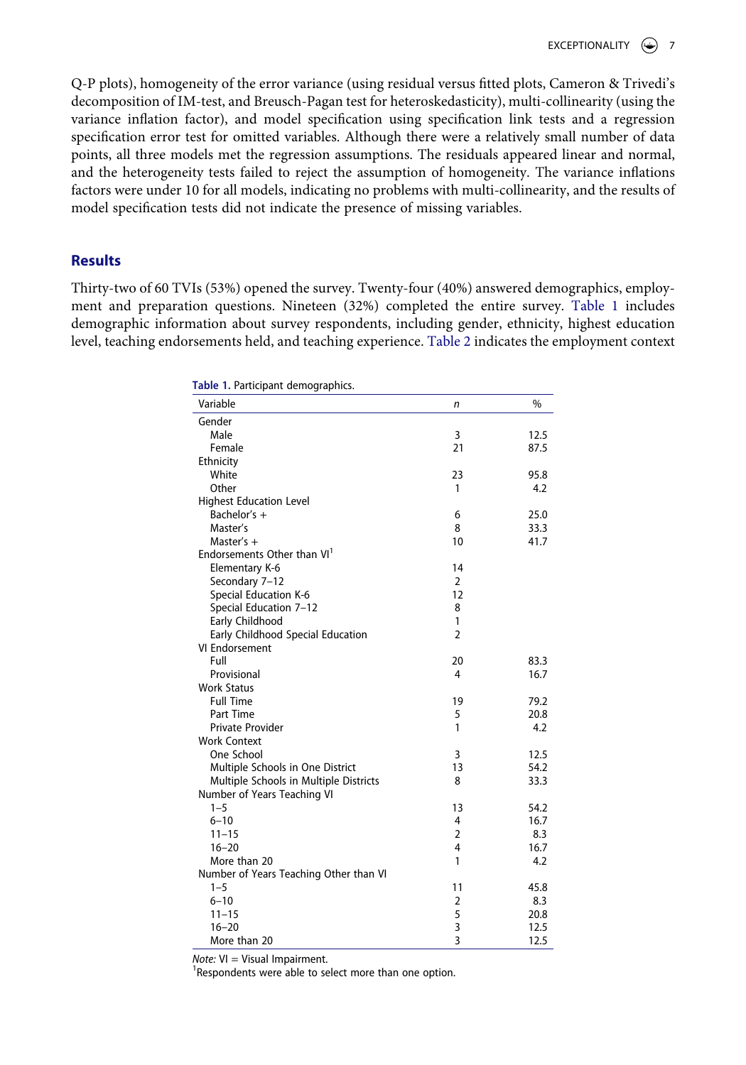Q-P plots), homogeneity of the error variance (using residual versus fitted plots, Cameron & Trivedi's decomposition of IM-test, and Breusch-Pagan test for heteroskedasticity), multi-collinearity (using the variance inflation factor), and model specification using specification link tests and a regression specification error test for omitted variables. Although there were a relatively small number of data points, all three models met the regression assumptions. The residuals appeared linear and normal, and the heterogeneity tests failed to reject the assumption of homogeneity. The variance inflations factors were under 10 for all models, indicating no problems with multi-collinearity, and the results of model specification tests did not indicate the presence of missing variables.

## Results

Thirty-two of 60 TVIs (53%) opened the survey. Twenty-four (40%) answered demographics, employment and preparation questions. Nineteen (32%) completed the entire survey. Table 1 includes demographic information about survey respondents, including gender, ethnicity, highest education level, teaching endorsements held, and teaching experience. Table 2 indicates the employment context

**Table 1.** Participant demographics.

| Variable | *n* | % |
|---|---|---|
| Gender | | |
| Male | 3 | 12.5 |
| Female | 21 | 87.5 |
| Ethnicity | | |
| White | 23 | 95.8 |
| Other | 1 | 4.2 |
| Highest Education Level | | |
| Bachelor's + | 6 | 25.0 |
| Master's | 8 | 33.3 |
| Master's + | 10 | 41.7 |
| Endorsements Other than VI[1] | | |
| Elementary K-6 | 14 | |
| Secondary 7–12 | 2 | |
| Special Education K-6 | 12 | |
| Special Education 7–12 | 8 | |
| Early Childhood | 1 | |
| Early Childhood Special Education | 2 | |
| VI Endorsement | | |
| Full | 20 | 83.3 |
| Provisional | 4 | 16.7 |
| Work Status | | |
| Full Time | 19 | 79.2 |
| Part Time | 5 | 20.8 |
| Private Provider | 1 | 4.2 |
| Work Context | | |
| One School | 3 | 12.5 |
| Multiple Schools in One District | 13 | 54.2 |
| Multiple Schools in Multiple Districts | 8 | 33.3 |
| Number of Years Teaching VI | | |
| 1–5 | 13 | 54.2 |
| 6–10 | 4 | 16.7 |
| 11–15 | 2 | 8.3 |
| 16–20 | 4 | 16.7 |
| More than 20 | 1 | 4.2 |
| Number of Years Teaching Other than VI | | |
| 1–5 | 11 | 45.8 |
| 6–10 | 2 | 8.3 |
| 11–15 | 5 | 20.8 |
| 16–20 | 3 | 12.5 |
| More than 20 | 3 | 12.5 |

*Note:* VI = Visual Impairment.
[1]Respondents were able to select more than one option.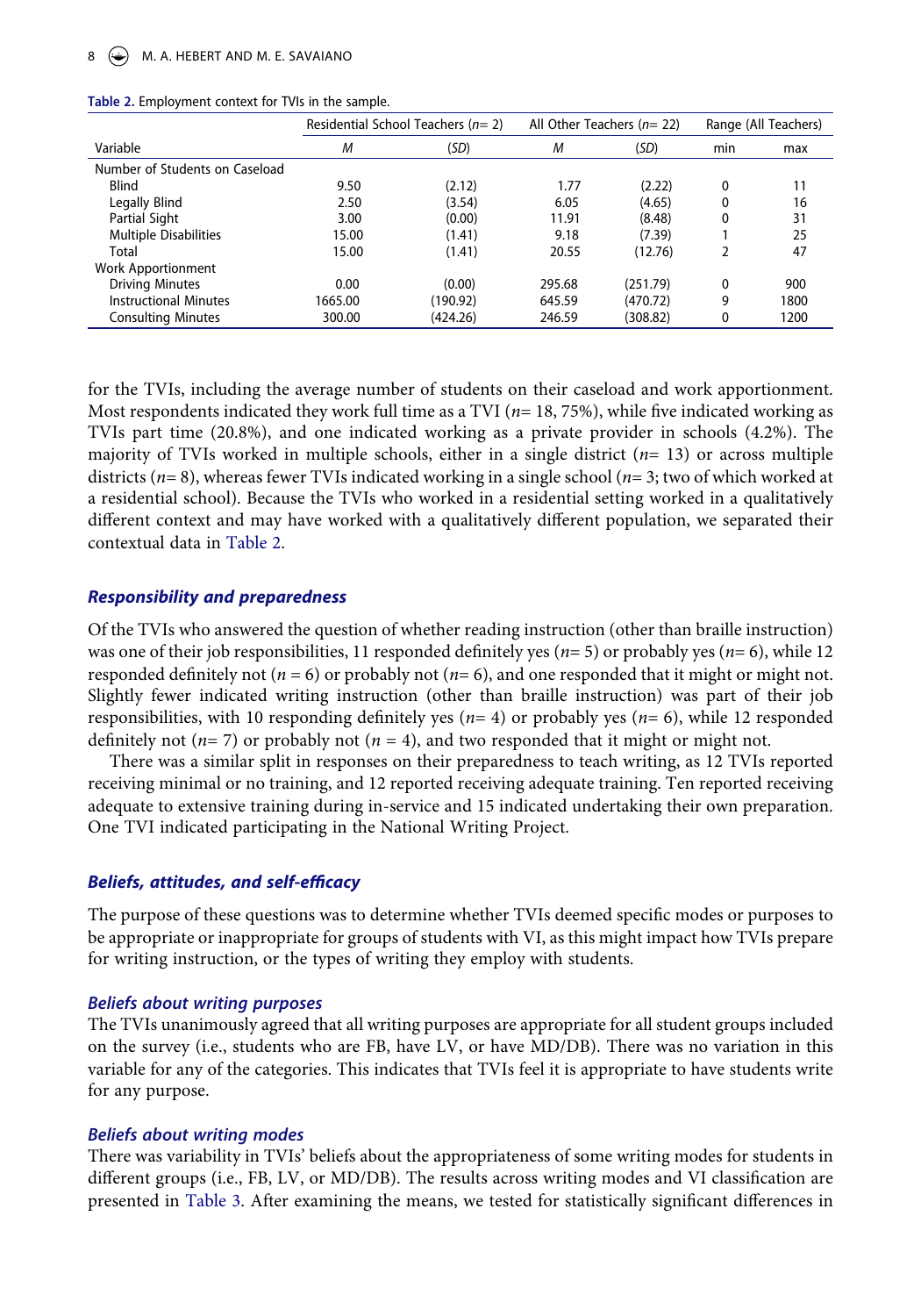**Table 2.** Employment context for TVIs in the sample.

| | Residential School Teachers ($n$= 2) | | All Other Teachers ($n$= 22) | | Range (All Teachers) | |
|---|---|---|---|---|---|---|
| Variable | *M* | (*SD*) | *M* | (*SD*) | min | max |
| Number of Students on Caseload | | | | | | |
| Blind | 9.50 | (2.12) | 1.77 | (2.22) | 0 | 11 |
| Legally Blind | 2.50 | (3.54) | 6.05 | (4.65) | 0 | 16 |
| Partial Sight | 3.00 | (0.00) | 11.91 | (8.48) | 0 | 31 |
| Multiple Disabilities | 15.00 | (1.41) | 9.18 | (7.39) | 1 | 25 |
| Total | 15.00 | (1.41) | 20.55 | (12.76) | 2 | 47 |
| Work Apportionment | | | | | | |
| Driving Minutes | 0.00 | (0.00) | 295.68 | (251.79) | 0 | 900 |
| Instructional Minutes | 1665.00 | (190.92) | 645.59 | (470.72) | 9 | 1800 |
| Consulting Minutes | 300.00 | (424.26) | 246.59 | (308.82) | 0 | 1200 |

for the TVIs, including the average number of students on their caseload and work apportionment. Most respondents indicated they work full time as a TVI ($n$= 18, 75%), while five indicated working as TVIs part time (20.8%), and one indicated working as a private provider in schools (4.2%). The majority of TVIs worked in multiple schools, either in a single district ($n$= 13) or across multiple districts ($n$= 8), whereas fewer TVIs indicated working in a single school ($n$= 3; two of which worked at a residential school). Because the TVIs who worked in a residential setting worked in a qualitatively different context and may have worked with a qualitatively different population, we separated their contextual data in Table 2.

### *Responsibility and preparedness*

Of the TVIs who answered the question of whether reading instruction (other than braille instruction) was one of their job responsibilities, 11 responded definitely yes ($n$= 5) or probably yes ($n$= 6), while 12 responded definitely not ($n$ = 6) or probably not ($n$= 6), and one responded that it might or might not. Slightly fewer indicated writing instruction (other than braille instruction) was part of their job responsibilities, with 10 responding definitely yes ($n$= 4) or probably yes ($n$= 6), while 12 responded definitely not ($n$= 7) or probably not ($n$ = 4), and two responded that it might or might not.

There was a similar split in responses on their preparedness to teach writing, as 12 TVIs reported receiving minimal or no training, and 12 reported receiving adequate training. Ten reported receiving adequate to extensive training during in-service and 15 indicated undertaking their own preparation. One TVI indicated participating in the National Writing Project.

### *Beliefs, attitudes, and self-efficacy*

The purpose of these questions was to determine whether TVIs deemed specific modes or purposes to be appropriate or inappropriate for groups of students with VI, as this might impact how TVIs prepare for writing instruction, or the types of writing they employ with students.

#### *Beliefs about writing purposes*

The TVIs unanimously agreed that all writing purposes are appropriate for all student groups included on the survey (i.e., students who are FB, have LV, or have MD/DB). There was no variation in this variable for any of the categories. This indicates that TVIs feel it is appropriate to have students write for any purpose.

#### *Beliefs about writing modes*

There was variability in TVIs' beliefs about the appropriateness of some writing modes for students in different groups (i.e., FB, LV, or MD/DB). The results across writing modes and VI classification are presented in Table 3. After examining the means, we tested for statistically significant differences in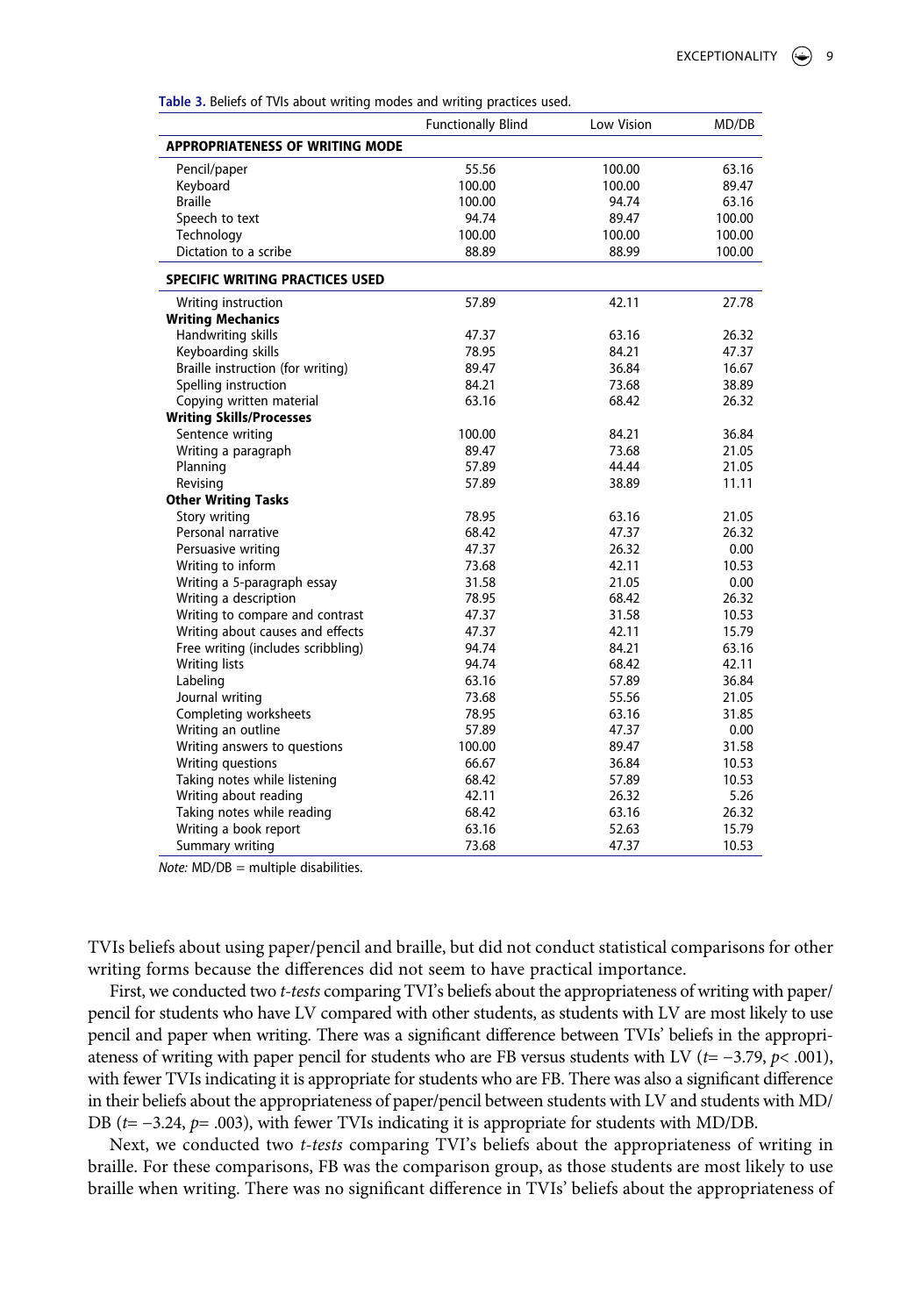Table 3. Beliefs of TVIs about writing modes and writing practices used.

| | Functionally Blind | Low Vision | MD/DB |
|---|---|---|---|
| **APPROPRIATENESS OF WRITING MODE** | | | |
| Pencil/paper | 55.56 | 100.00 | 63.16 |
| Keyboard | 100.00 | 100.00 | 89.47 |
| Braille | 100.00 | 94.74 | 63.16 |
| Speech to text | 94.74 | 89.47 | 100.00 |
| Technology | 100.00 | 100.00 | 100.00 |
| Dictation to a scribe | 88.89 | 88.99 | 100.00 |
| **SPECIFIC WRITING PRACTICES USED** | | | |
| Writing instruction | 57.89 | 42.11 | 27.78 |
| **Writing Mechanics** | | | |
| Handwriting skills | 47.37 | 63.16 | 26.32 |
| Keyboarding skills | 78.95 | 84.21 | 47.37 |
| Braille instruction (for writing) | 89.47 | 36.84 | 16.67 |
| Spelling instruction | 84.21 | 73.68 | 38.89 |
| Copying written material | 63.16 | 68.42 | 26.32 |
| **Writing Skills/Processes** | | | |
| Sentence writing | 100.00 | 84.21 | 36.84 |
| Writing a paragraph | 89.47 | 73.68 | 21.05 |
| Planning | 57.89 | 44.44 | 21.05 |
| Revising | 57.89 | 38.89 | 11.11 |
| **Other Writing Tasks** | | | |
| Story writing | 78.95 | 63.16 | 21.05 |
| Personal narrative | 68.42 | 47.37 | 26.32 |
| Persuasive writing | 47.37 | 26.32 | 0.00 |
| Writing to inform | 73.68 | 42.11 | 10.53 |
| Writing a 5-paragraph essay | 31.58 | 21.05 | 0.00 |
| Writing a description | 78.95 | 68.42 | 26.32 |
| Writing to compare and contrast | 47.37 | 31.58 | 10.53 |
| Writing about causes and effects | 47.37 | 42.11 | 15.79 |
| Free writing (includes scribbling) | 94.74 | 84.21 | 63.16 |
| Writing lists | 94.74 | 68.42 | 42.11 |
| Labeling | 63.16 | 57.89 | 36.84 |
| Journal writing | 73.68 | 55.56 | 21.05 |
| Completing worksheets | 78.95 | 63.16 | 31.85 |
| Writing an outline | 57.89 | 47.37 | 0.00 |
| Writing answers to questions | 100.00 | 89.47 | 31.58 |
| Writing questions | 66.67 | 36.84 | 10.53 |
| Taking notes while listening | 68.42 | 57.89 | 10.53 |
| Writing about reading | 42.11 | 26.32 | 5.26 |
| Taking notes while reading | 68.42 | 63.16 | 26.32 |
| Writing a book report | 63.16 | 52.63 | 15.79 |
| Summary writing | 73.68 | 47.37 | 10.53 |

*Note:* MD/DB = multiple disabilities.

TVIs beliefs about using paper/pencil and braille, but did not conduct statistical comparisons for other writing forms because the differences did not seem to have practical importance.

First, we conducted two *t-tests* comparing TVI's beliefs about the appropriateness of writing with paper/pencil for students who have LV compared with other students, as students with LV are most likely to use pencil and paper when writing. There was a significant difference between TVIs' beliefs in the appropriateness of writing with paper pencil for students who are FB versus students with LV ($t = -3.79$, $p < .001$), with fewer TVIs indicating it is appropriate for students who are FB. There was also a significant difference in their beliefs about the appropriateness of paper/pencil between students with LV and students with MD/DB ($t = -3.24$, $p = .003$), with fewer TVIs indicating it is appropriate for students with MD/DB.

Next, we conducted two *t-tests* comparing TVI's beliefs about the appropriateness of writing in braille. For these comparisons, FB was the comparison group, as those students are most likely to use braille when writing. There was no significant difference in TVIs' beliefs about the appropriateness of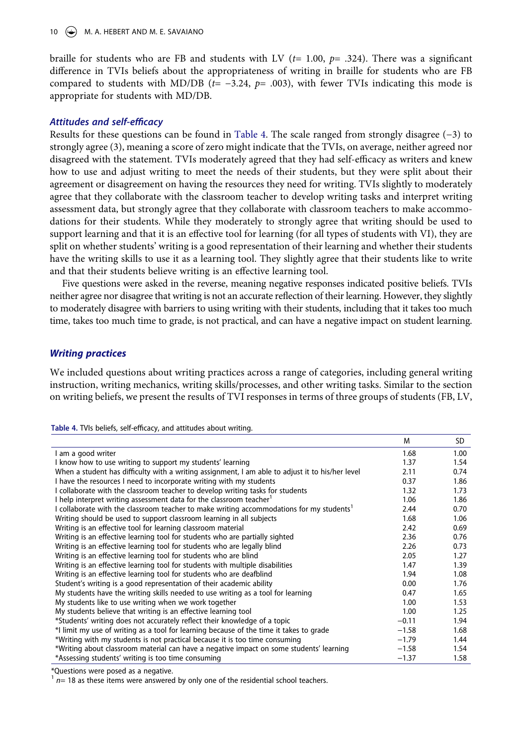braille for students who are FB and students with LV ($t$= 1.00, $p$= .324). There was a significant difference in TVIs beliefs about the appropriateness of writing in braille for students who are FB compared to students with MD/DB ($t$= −3.24, $p$= .003), with fewer TVIs indicating this mode is appropriate for students with MD/DB.

### *Attitudes and self-efficacy*

Results for these questions can be found in Table 4. The scale ranged from strongly disagree (−3) to strongly agree (3), meaning a score of zero might indicate that the TVIs, on average, neither agreed nor disagreed with the statement. TVIs moderately agreed that they had self-efficacy as writers and knew how to use and adjust writing to meet the needs of their students, but they were split about their agreement or disagreement on having the resources they need for writing. TVIs slightly to moderately agree that they collaborate with the classroom teacher to develop writing tasks and interpret writing assessment data, but strongly agree that they collaborate with classroom teachers to make accommodations for their students. While they moderately to strongly agree that writing should be used to support learning and that it is an effective tool for learning (for all types of students with VI), they are split on whether students' writing is a good representation of their learning and whether their students have the writing skills to use it as a learning tool. They slightly agree that their students like to write and that their students believe writing is an effective learning tool.

Five questions were asked in the reverse, meaning negative responses indicated positive beliefs. TVIs neither agree nor disagree that writing is not an accurate reflection of their learning. However, they slightly to moderately disagree with barriers to using writing with their students, including that it takes too much time, takes too much time to grade, is not practical, and can have a negative impact on student learning.

### *Writing practices*

We included questions about writing practices across a range of categories, including general writing instruction, writing mechanics, writing skills/processes, and other writing tasks. Similar to the section on writing beliefs, we present the results of TVI responses in terms of three groups of students (FB, LV,

**Table 4.** TVIs beliefs, self-efficacy, and attitudes about writing.

| | M | SD |
|---|---|---|
| I am a good writer | 1.68 | 1.00 |
| I know how to use writing to support my students' learning | 1.37 | 1.54 |
| When a student has difficulty with a writing assignment, I am able to adjust it to his/her level | 2.11 | 0.74 |
| I have the resources I need to incorporate writing with my students | 0.37 | 1.86 |
| I collaborate with the classroom teacher to develop writing tasks for students | 1.32 | 1.73 |
| I help interpret writing assessment data for the classroom teacher[1] | 1.06 | 1.86 |
| I collaborate with the classroom teacher to make writing accommodations for my students[1] | 2.44 | 0.70 |
| Writing should be used to support classroom learning in all subjects | 1.68 | 1.06 |
| Writing is an effective tool for learning classroom material | 2.42 | 0.69 |
| Writing is an effective learning tool for students who are partially sighted | 2.36 | 0.76 |
| Writing is an effective learning tool for students who are legally blind | 2.26 | 0.73 |
| Writing is an effective learning tool for students who are blind | 2.05 | 1.27 |
| Writing is an effective learning tool for students with multiple disabilities | 1.47 | 1.39 |
| Writing is an effective learning tool for students who are deafblind | 1.94 | 1.08 |
| Student's writing is a good representation of their academic ability | 0.00 | 1.76 |
| My students have the writing skills needed to use writing as a tool for learning | 0.47 | 1.65 |
| My students like to use writing when we work together | 1.00 | 1.53 |
| My students believe that writing is an effective learning tool | 1.00 | 1.25 |
| *Students' writing does not accurately reflect their knowledge of a topic | −0.11 | 1.94 |
| *I limit my use of writing as a tool for learning because of the time it takes to grade | −1.58 | 1.68 |
| *Writing with my students is not practical because it is too time consuming | −1.79 | 1.44 |
| *Writing about classroom material can have a negative impact on some students' learning | −1.58 | 1.54 |
| *Assessing students' writing is too time consuming | −1.37 | 1.58 |

*Questions were posed as a negative.
[1] $n$= 18 as these items were answered by only one of the residential school teachers.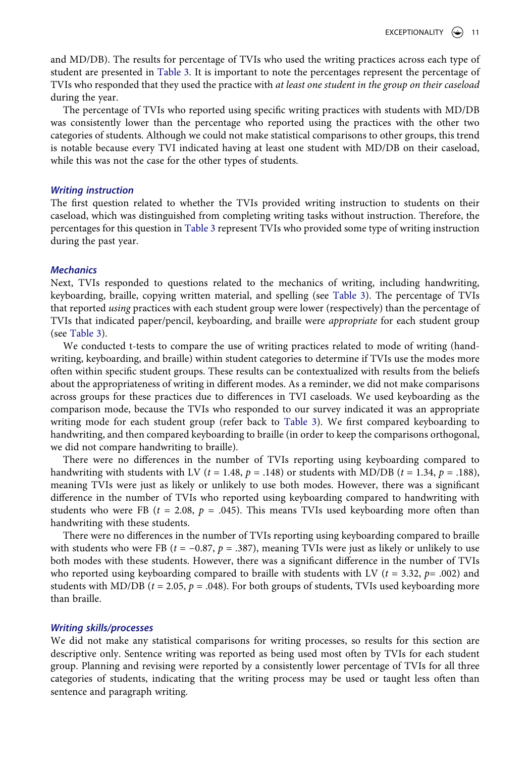and MD/DB). The results for percentage of TVIs who used the writing practices across each type of student are presented in Table 3. It is important to note the percentages represent the percentage of TVIs who responded that they used the practice with *at least one student in the group on their caseload* during the year.

The percentage of TVIs who reported using specific writing practices with students with MD/DB was consistently lower than the percentage who reported using the practices with the other two categories of students. Although we could not make statistical comparisons to other groups, this trend is notable because every TVI indicated having at least one student with MD/DB on their caseload, while this was not the case for the other types of students.

### *Writing instruction*

The first question related to whether the TVIs provided writing instruction to students on their caseload, which was distinguished from completing writing tasks without instruction. Therefore, the percentages for this question in Table 3 represent TVIs who provided some type of writing instruction during the past year.

### *Mechanics*

Next, TVIs responded to questions related to the mechanics of writing, including handwriting, keyboarding, braille, copying written material, and spelling (see Table 3). The percentage of TVIs that reported *using* practices with each student group were lower (respectively) than the percentage of TVIs that indicated paper/pencil, keyboarding, and braille were *appropriate* for each student group (see Table 3).

We conducted t-tests to compare the use of writing practices related to mode of writing (handwriting, keyboarding, and braille) within student categories to determine if TVIs use the modes more often within specific student groups. These results can be contextualized with results from the beliefs about the appropriateness of writing in different modes. As a reminder, we did not make comparisons across groups for these practices due to differences in TVI caseloads. We used keyboarding as the comparison mode, because the TVIs who responded to our survey indicated it was an appropriate writing mode for each student group (refer back to Table 3). We first compared keyboarding to handwriting, and then compared keyboarding to braille (in order to keep the comparisons orthogonal, we did not compare handwriting to braille).

There were no differences in the number of TVIs reporting using keyboarding compared to handwriting with students with LV ($t$ = 1.48, $p$ = .148) or students with MD/DB ($t$ = 1.34, $p$ = .188), meaning TVIs were just as likely or unlikely to use both modes. However, there was a significant difference in the number of TVIs who reported using keyboarding compared to handwriting with students who were FB ($t$ = 2.08, $p$ = .045). This means TVIs used keyboarding more often than handwriting with these students.

There were no differences in the number of TVIs reporting using keyboarding compared to braille with students who were FB ($t$ = −0.87, $p$ = .387), meaning TVIs were just as likely or unlikely to use both modes with these students. However, there was a significant difference in the number of TVIs who reported using keyboarding compared to braille with students with LV ($t$ = 3.32, $p$= .002) and students with MD/DB ($t$ = 2.05, $p$ = .048). For both groups of students, TVIs used keyboarding more than braille.

### *Writing skills/processes*

We did not make any statistical comparisons for writing processes, so results for this section are descriptive only. Sentence writing was reported as being used most often by TVIs for each student group. Planning and revising were reported by a consistently lower percentage of TVIs for all three categories of students, indicating that the writing process may be used or taught less often than sentence and paragraph writing.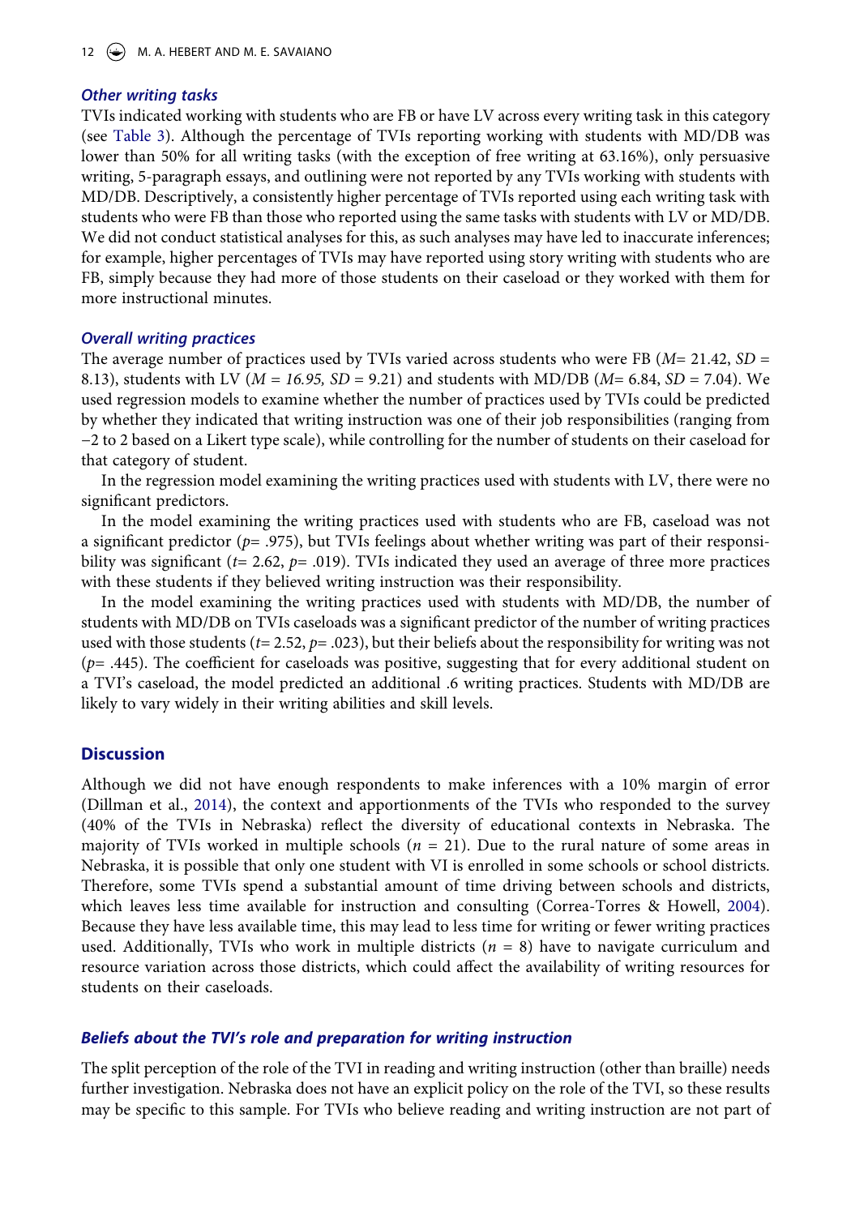### *Other writing tasks*

TVIs indicated working with students who are FB or have LV across every writing task in this category (see Table 3). Although the percentage of TVIs reporting working with students with MD/DB was lower than 50% for all writing tasks (with the exception of free writing at 63.16%), only persuasive writing, 5-paragraph essays, and outlining were not reported by any TVIs working with students with MD/DB. Descriptively, a consistently higher percentage of TVIs reported using each writing task with students who were FB than those who reported using the same tasks with students with LV or MD/DB. We did not conduct statistical analyses for this, as such analyses may have led to inaccurate inferences; for example, higher percentages of TVIs may have reported using story writing with students who are FB, simply because they had more of those students on their caseload or they worked with them for more instructional minutes.

### *Overall writing practices*

The average number of practices used by TVIs varied across students who were FB ($M = 21.42$, $SD = 8.13$), students with LV ($M = 16.95$, $SD = 9.21$) and students with MD/DB ($M = 6.84$, $SD = 7.04$). We used regression models to examine whether the number of practices used by TVIs could be predicted by whether they indicated that writing instruction was one of their job responsibilities (ranging from −2 to 2 based on a Likert type scale), while controlling for the number of students on their caseload for that category of student.

In the regression model examining the writing practices used with students with LV, there were no significant predictors.

In the model examining the writing practices used with students who are FB, caseload was not a significant predictor ($p = .975$), but TVIs feelings about whether writing was part of their responsibility was significant ($t = 2.62$, $p = .019$). TVIs indicated they used an average of three more practices with these students if they believed writing instruction was their responsibility.

In the model examining the writing practices used with students with MD/DB, the number of students with MD/DB on TVIs caseloads was a significant predictor of the number of writing practices used with those students ($t = 2.52$, $p = .023$), but their beliefs about the responsibility for writing was not ($p = .445$). The coefficient for caseloads was positive, suggesting that for every additional student on a TVI's caseload, the model predicted an additional .6 writing practices. Students with MD/DB are likely to vary widely in their writing abilities and skill levels.

## Discussion

Although we did not have enough respondents to make inferences with a 10% margin of error (Dillman et al., 2014), the context and apportionments of the TVIs who responded to the survey (40% of the TVIs in Nebraska) reflect the diversity of educational contexts in Nebraska. The majority of TVIs worked in multiple schools ($n = 21$). Due to the rural nature of some areas in Nebraska, it is possible that only one student with VI is enrolled in some schools or school districts. Therefore, some TVIs spend a substantial amount of time driving between schools and districts, which leaves less time available for instruction and consulting (Correa-Torres & Howell, 2004). Because they have less available time, this may lead to less time for writing or fewer writing practices used. Additionally, TVIs who work in multiple districts ($n = 8$) have to navigate curriculum and resource variation across those districts, which could affect the availability of writing resources for students on their caseloads.

### *Beliefs about the TVI's role and preparation for writing instruction*

The split perception of the role of the TVI in reading and writing instruction (other than braille) needs further investigation. Nebraska does not have an explicit policy on the role of the TVI, so these results may be specific to this sample. For TVIs who believe reading and writing instruction are not part of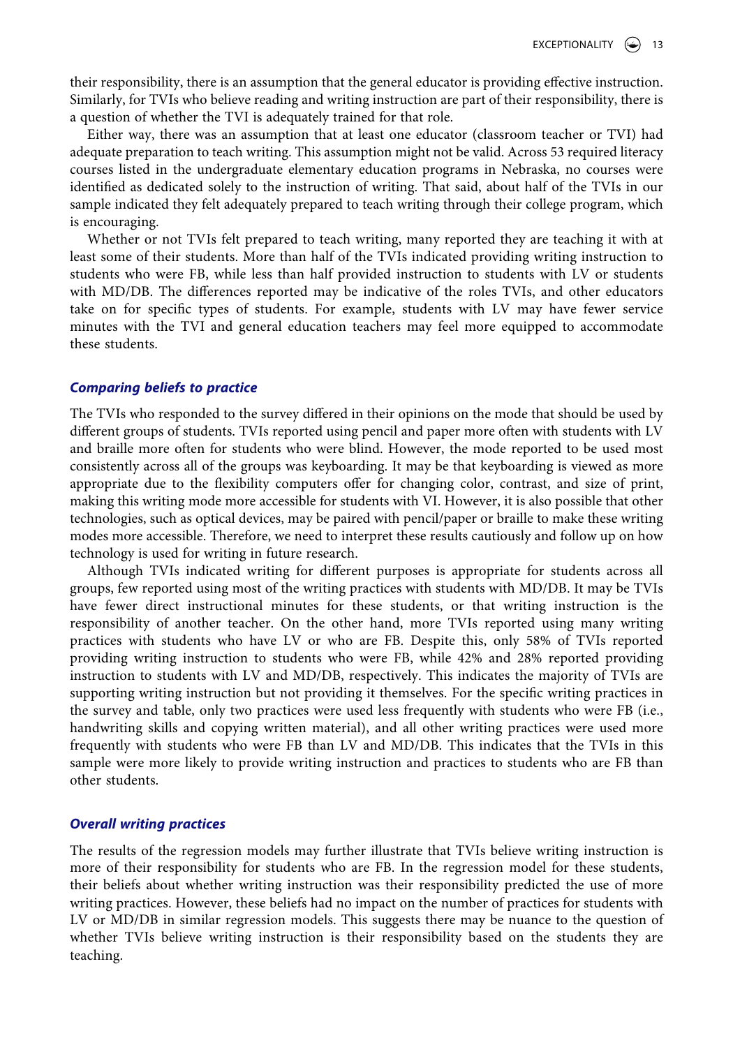their responsibility, there is an assumption that the general educator is providing effective instruction. Similarly, for TVIs who believe reading and writing instruction are part of their responsibility, there is a question of whether the TVI is adequately trained for that role.

Either way, there was an assumption that at least one educator (classroom teacher or TVI) had adequate preparation to teach writing. This assumption might not be valid. Across 53 required literacy courses listed in the undergraduate elementary education programs in Nebraska, no courses were identified as dedicated solely to the instruction of writing. That said, about half of the TVIs in our sample indicated they felt adequately prepared to teach writing through their college program, which is encouraging.

Whether or not TVIs felt prepared to teach writing, many reported they are teaching it with at least some of their students. More than half of the TVIs indicated providing writing instruction to students who were FB, while less than half provided instruction to students with LV or students with MD/DB. The differences reported may be indicative of the roles TVIs, and other educators take on for specific types of students. For example, students with LV may have fewer service minutes with the TVI and general education teachers may feel more equipped to accommodate these students.

### *Comparing beliefs to practice*

The TVIs who responded to the survey differed in their opinions on the mode that should be used by different groups of students. TVIs reported using pencil and paper more often with students with LV and braille more often for students who were blind. However, the mode reported to be used most consistently across all of the groups was keyboarding. It may be that keyboarding is viewed as more appropriate due to the flexibility computers offer for changing color, contrast, and size of print, making this writing mode more accessible for students with VI. However, it is also possible that other technologies, such as optical devices, may be paired with pencil/paper or braille to make these writing modes more accessible. Therefore, we need to interpret these results cautiously and follow up on how technology is used for writing in future research.

Although TVIs indicated writing for different purposes is appropriate for students across all groups, few reported using most of the writing practices with students with MD/DB. It may be TVIs have fewer direct instructional minutes for these students, or that writing instruction is the responsibility of another teacher. On the other hand, more TVIs reported using many writing practices with students who have LV or who are FB. Despite this, only 58% of TVIs reported providing writing instruction to students who were FB, while 42% and 28% reported providing instruction to students with LV and MD/DB, respectively. This indicates the majority of TVIs are supporting writing instruction but not providing it themselves. For the specific writing practices in the survey and table, only two practices were used less frequently with students who were FB (i.e., handwriting skills and copying written material), and all other writing practices were used more frequently with students who were FB than LV and MD/DB. This indicates that the TVIs in this sample were more likely to provide writing instruction and practices to students who are FB than other students.

### *Overall writing practices*

The results of the regression models may further illustrate that TVIs believe writing instruction is more of their responsibility for students who are FB. In the regression model for these students, their beliefs about whether writing instruction was their responsibility predicted the use of more writing practices. However, these beliefs had no impact on the number of practices for students with LV or MD/DB in similar regression models. This suggests there may be nuance to the question of whether TVIs believe writing instruction is their responsibility based on the students they are teaching.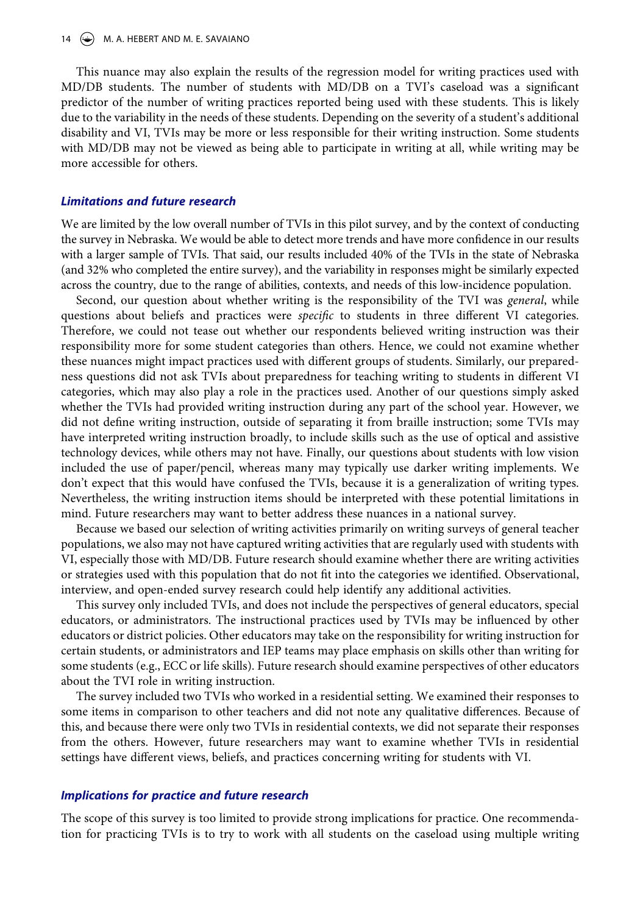This nuance may also explain the results of the regression model for writing practices used with MD/DB students. The number of students with MD/DB on a TVI's caseload was a significant predictor of the number of writing practices reported being used with these students. This is likely due to the variability in the needs of these students. Depending on the severity of a student's additional disability and VI, TVIs may be more or less responsible for their writing instruction. Some students with MD/DB may not be viewed as being able to participate in writing at all, while writing may be more accessible for others.

### *Limitations and future research*

We are limited by the low overall number of TVIs in this pilot survey, and by the context of conducting the survey in Nebraska. We would be able to detect more trends and have more confidence in our results with a larger sample of TVIs. That said, our results included 40% of the TVIs in the state of Nebraska (and 32% who completed the entire survey), and the variability in responses might be similarly expected across the country, due to the range of abilities, contexts, and needs of this low-incidence population.

Second, our question about whether writing is the responsibility of the TVI was *general*, while questions about beliefs and practices were *specific* to students in three different VI categories. Therefore, we could not tease out whether our respondents believed writing instruction was their responsibility more for some student categories than others. Hence, we could not examine whether these nuances might impact practices used with different groups of students. Similarly, our preparedness questions did not ask TVIs about preparedness for teaching writing to students in different VI categories, which may also play a role in the practices used. Another of our questions simply asked whether the TVIs had provided writing instruction during any part of the school year. However, we did not define writing instruction, outside of separating it from braille instruction; some TVIs may have interpreted writing instruction broadly, to include skills such as the use of optical and assistive technology devices, while others may not have. Finally, our questions about students with low vision included the use of paper/pencil, whereas many may typically use darker writing implements. We don't expect that this would have confused the TVIs, because it is a generalization of writing types. Nevertheless, the writing instruction items should be interpreted with these potential limitations in mind. Future researchers may want to better address these nuances in a national survey.

Because we based our selection of writing activities primarily on writing surveys of general teacher populations, we also may not have captured writing activities that are regularly used with students with VI, especially those with MD/DB. Future research should examine whether there are writing activities or strategies used with this population that do not fit into the categories we identified. Observational, interview, and open-ended survey research could help identify any additional activities.

This survey only included TVIs, and does not include the perspectives of general educators, special educators, or administrators. The instructional practices used by TVIs may be influenced by other educators or district policies. Other educators may take on the responsibility for writing instruction for certain students, or administrators and IEP teams may place emphasis on skills other than writing for some students (e.g., ECC or life skills). Future research should examine perspectives of other educators about the TVI role in writing instruction.

The survey included two TVIs who worked in a residential setting. We examined their responses to some items in comparison to other teachers and did not note any qualitative differences. Because of this, and because there were only two TVIs in residential contexts, we did not separate their responses from the others. However, future researchers may want to examine whether TVIs in residential settings have different views, beliefs, and practices concerning writing for students with VI.

### *Implications for practice and future research*

The scope of this survey is too limited to provide strong implications for practice. One recommendation for practicing TVIs is to try to work with all students on the caseload using multiple writing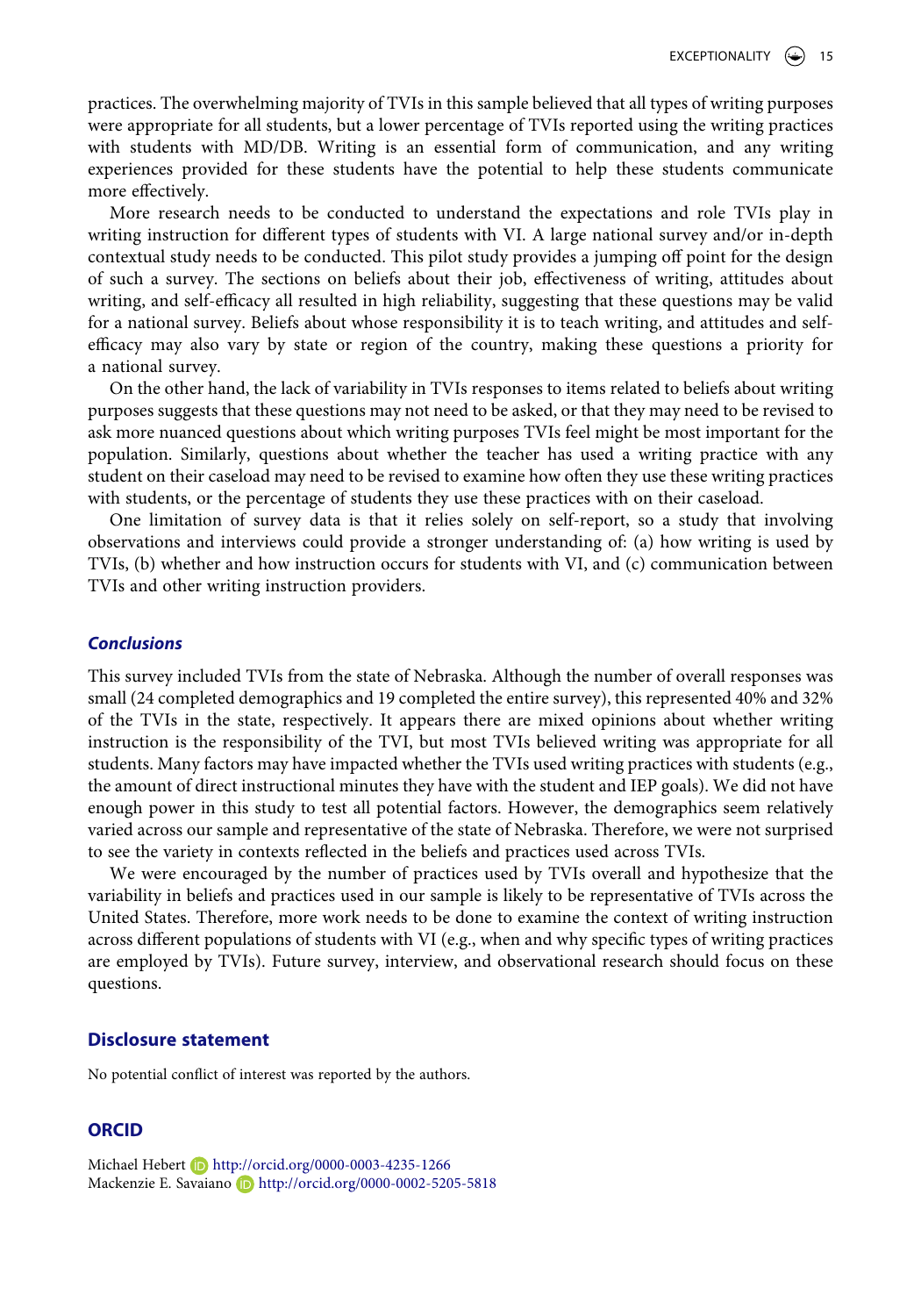practices. The overwhelming majority of TVIs in this sample believed that all types of writing purposes were appropriate for all students, but a lower percentage of TVIs reported using the writing practices with students with MD/DB. Writing is an essential form of communication, and any writing experiences provided for these students have the potential to help these students communicate more effectively.

More research needs to be conducted to understand the expectations and role TVIs play in writing instruction for different types of students with VI. A large national survey and/or in-depth contextual study needs to be conducted. This pilot study provides a jumping off point for the design of such a survey. The sections on beliefs about their job, effectiveness of writing, attitudes about writing, and self-efficacy all resulted in high reliability, suggesting that these questions may be valid for a national survey. Beliefs about whose responsibility it is to teach writing, and attitudes and self-efficacy may also vary by state or region of the country, making these questions a priority for a national survey.

On the other hand, the lack of variability in TVIs responses to items related to beliefs about writing purposes suggests that these questions may not need to be asked, or that they may need to be revised to ask more nuanced questions about which writing purposes TVIs feel might be most important for the population. Similarly, questions about whether the teacher has used a writing practice with any student on their caseload may need to be revised to examine how often they use these writing practices with students, or the percentage of students they use these practices with on their caseload.

One limitation of survey data is that it relies solely on self-report, so a study that involving observations and interviews could provide a stronger understanding of: (a) how writing is used by TVIs, (b) whether and how instruction occurs for students with VI, and (c) communication between TVIs and other writing instruction providers.

### *Conclusions*

This survey included TVIs from the state of Nebraska. Although the number of overall responses was small (24 completed demographics and 19 completed the entire survey), this represented 40% and 32% of the TVIs in the state, respectively. It appears there are mixed opinions about whether writing instruction is the responsibility of the TVI, but most TVIs believed writing was appropriate for all students. Many factors may have impacted whether the TVIs used writing practices with students (e.g., the amount of direct instructional minutes they have with the student and IEP goals). We did not have enough power in this study to test all potential factors. However, the demographics seem relatively varied across our sample and representative of the state of Nebraska. Therefore, we were not surprised to see the variety in contexts reflected in the beliefs and practices used across TVIs.

We were encouraged by the number of practices used by TVIs overall and hypothesize that the variability in beliefs and practices used in our sample is likely to be representative of TVIs across the United States. Therefore, more work needs to be done to examine the context of writing instruction across different populations of students with VI (e.g., when and why specific types of writing practices are employed by TVIs). Future survey, interview, and observational research should focus on these questions.

## Disclosure statement

No potential conflict of interest was reported by the authors.

## ORCID

Michael Hebert http://orcid.org/0000-0003-4235-1266
Mackenzie E. Savaiano http://orcid.org/0000-0002-5205-5818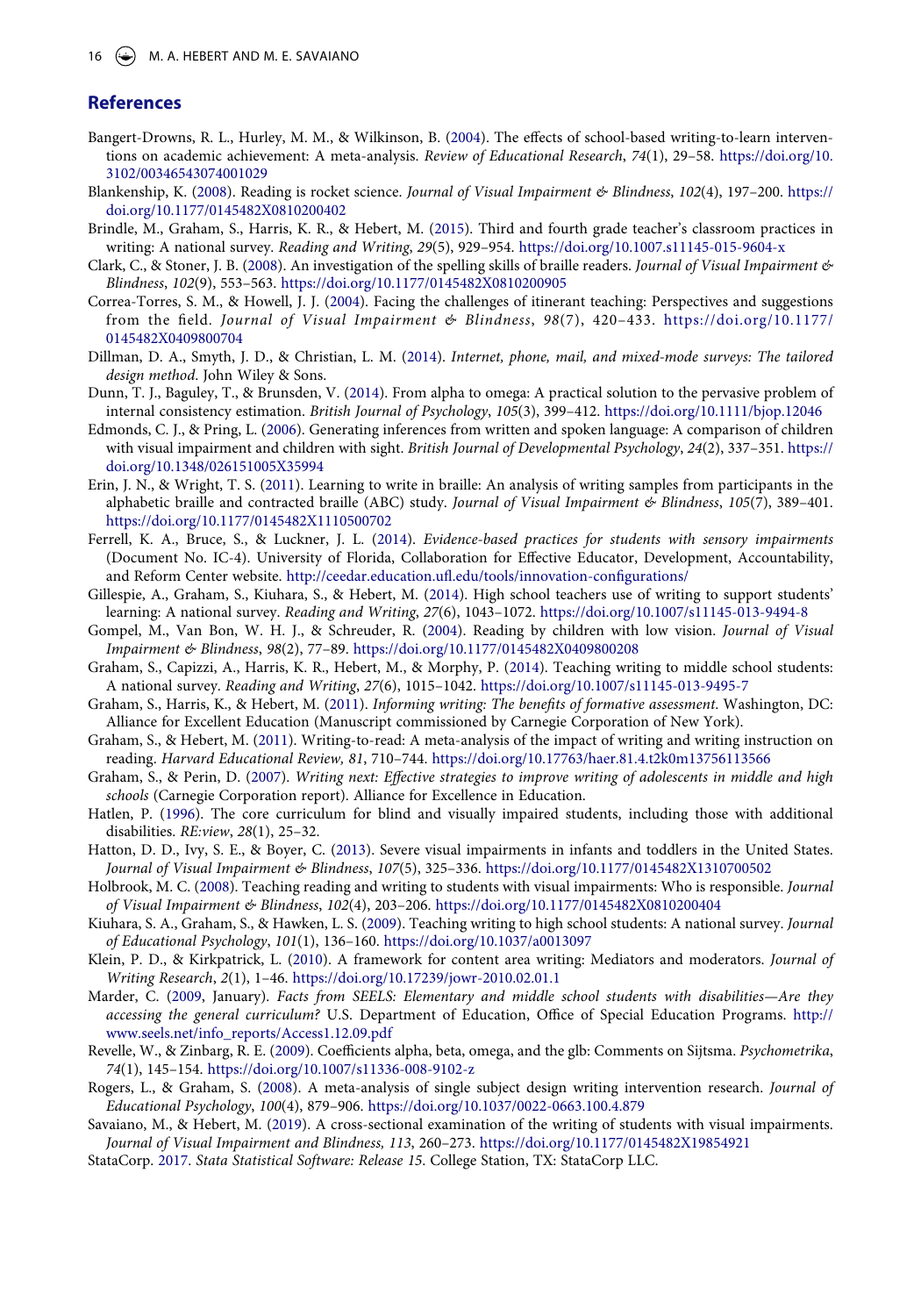## References

Bangert-Drowns, R. L., Hurley, M. M., & Wilkinson, B. (2004). The effects of school-based writing-to-learn interventions on academic achievement: A meta-analysis. *Review of Educational Research*, *74*(1), 29–58. https://doi.org/10.3102/00346543074001029

Blankenship, K. (2008). Reading is rocket science. *Journal of Visual Impairment & Blindness*, *102*(4), 197–200. https://doi.org/10.1177/0145482X0810200402

Brindle, M., Graham, S., Harris, K. R., & Hebert, M. (2015). Third and fourth grade teacher's classroom practices in writing: A national survey. *Reading and Writing*, *29*(5), 929–954. https://doi.org/10.1007.s11145-015-9604-x

Clark, C., & Stoner, J. B. (2008). An investigation of the spelling skills of braille readers. *Journal of Visual Impairment & Blindness*, *102*(9), 553–563. https://doi.org/10.1177/0145482X0810200905

Correa-Torres, S. M., & Howell, J. J. (2004). Facing the challenges of itinerant teaching: Perspectives and suggestions from the field. *Journal of Visual Impairment & Blindness*, *98*(7), 420–433. https://doi.org/10.1177/0145482X0409800704

Dillman, D. A., Smyth, J. D., & Christian, L. M. (2014). *Internet, phone, mail, and mixed-mode surveys: The tailored design method*. John Wiley & Sons.

Dunn, T. J., Baguley, T., & Brunsden, V. (2014). From alpha to omega: A practical solution to the pervasive problem of internal consistency estimation. *British Journal of Psychology*, *105*(3), 399–412. https://doi.org/10.1111/bjop.12046

Edmonds, C. J., & Pring, L. (2006). Generating inferences from written and spoken language: A comparison of children with visual impairment and children with sight. *British Journal of Developmental Psychology*, *24*(2), 337–351. https://doi.org/10.1348/026151005X35994

Erin, J. N., & Wright, T. S. (2011). Learning to write in braille: An analysis of writing samples from participants in the alphabetic braille and contracted braille (ABC) study. *Journal of Visual Impairment & Blindness*, *105*(7), 389–401. https://doi.org/10.1177/0145482X1110500702

Ferrell, K. A., Bruce, S., & Luckner, J. L. (2014). *Evidence-based practices for students with sensory impairments* (Document No. IC-4). University of Florida, Collaboration for Effective Educator, Development, Accountability, and Reform Center website. http://ceedar.education.ufl.edu/tools/innovation-configurations/

Gillespie, A., Graham, S., Kiuhara, S., & Hebert, M. (2014). High school teachers use of writing to support students' learning: A national survey. *Reading and Writing*, *27*(6), 1043–1072. https://doi.org/10.1007/s11145-013-9494-8

Gompel, M., Van Bon, W. H. J., & Schreuder, R. (2004). Reading by children with low vision. *Journal of Visual Impairment & Blindness*, *98*(2), 77–89. https://doi.org/10.1177/0145482X0409800208

Graham, S., Capizzi, A., Harris, K. R., Hebert, M., & Morphy, P. (2014). Teaching writing to middle school students: A national survey. *Reading and Writing*, *27*(6), 1015–1042. https://doi.org/10.1007/s11145-013-9495-7

Graham, S., Harris, K., & Hebert, M. (2011). *Informing writing: The benefits of formative assessment*. Washington, DC: Alliance for Excellent Education (Manuscript commissioned by Carnegie Corporation of New York).

Graham, S., & Hebert, M. (2011). Writing-to-read: A meta-analysis of the impact of writing and writing instruction on reading. *Harvard Educational Review*, *81*, 710–744. https://doi.org/10.17763/haer.81.4.t2k0m13756113566

Graham, S., & Perin, D. (2007). *Writing next: Effective strategies to improve writing of adolescents in middle and high schools* (Carnegie Corporation report). Alliance for Excellence in Education.

Hatlen, P. (1996). The core curriculum for blind and visually impaired students, including those with additional disabilities. *RE:view*, *28*(1), 25–32.

Hatton, D. D., Ivy, S. E., & Boyer, C. (2013). Severe visual impairments in infants and toddlers in the United States. *Journal of Visual Impairment & Blindness*, *107*(5), 325–336. https://doi.org/10.1177/0145482X1310700502

Holbrook, M. C. (2008). Teaching reading and writing to students with visual impairments: Who is responsible. *Journal of Visual Impairment & Blindness*, *102*(4), 203–206. https://doi.org/10.1177/0145482X0810200404

Kiuhara, S. A., Graham, S., & Hawken, L. S. (2009). Teaching writing to high school students: A national survey. *Journal of Educational Psychology*, *101*(1), 136–160. https://doi.org/10.1037/a0013097

Klein, P. D., & Kirkpatrick, L. (2010). A framework for content area writing: Mediators and moderators. *Journal of Writing Research*, *2*(1), 1–46. https://doi.org/10.17239/jowr-2010.02.01.1

Marder, C. (2009, January). *Facts from SEELS: Elementary and middle school students with disabilities—Are they accessing the general curriculum?* U.S. Department of Education, Office of Special Education Programs. http://www.seels.net/info_reports/Access1.12.09.pdf

Revelle, W., & Zinbarg, R. E. (2009). Coefficients alpha, beta, omega, and the glb: Comments on Sijtsma. *Psychometrika*, *74*(1), 145–154. https://doi.org/10.1007/s11336-008-9102-z

Rogers, L., & Graham, S. (2008). A meta-analysis of single subject design writing intervention research. *Journal of Educational Psychology*, *100*(4), 879–906. https://doi.org/10.1037/0022-0663.100.4.879

Savaiano, M., & Hebert, M. (2019). A cross-sectional examination of the writing of students with visual impairments. *Journal of Visual Impairment and Blindness, 113*, 260–273. https://doi.org/10.1177/0145482X19854921

StataCorp. 2017. *Stata Statistical Software: Release 15*. College Station, TX: StataCorp LLC.